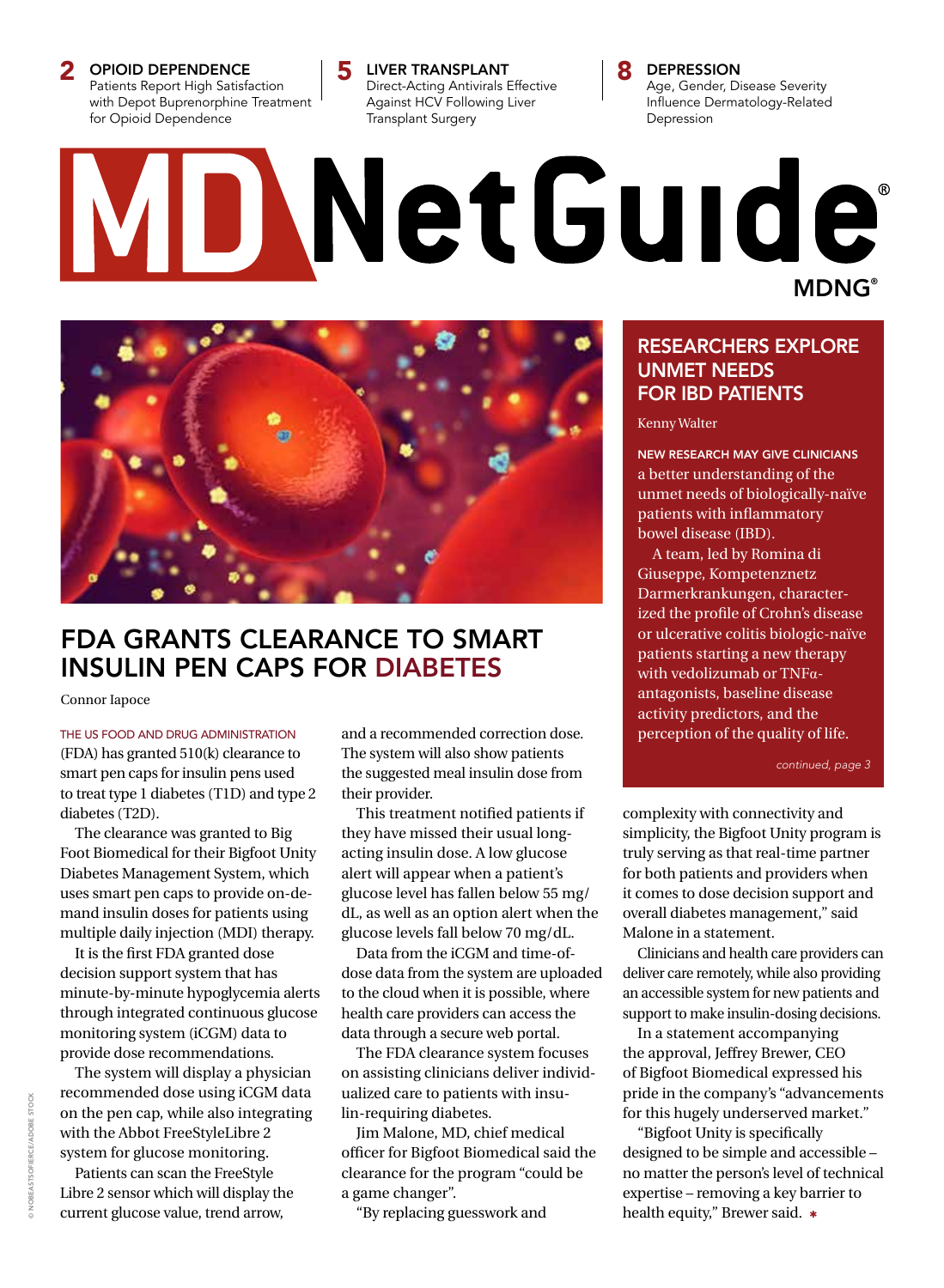**2 OPIOID DEPENDENCE**
Patients Report High Satisfaction with Depot Buprenorphine Treatment for Opioid Dependence

**5 LIVER TRANSPLANT**
Direct-Acting Antivirals Effective Against HCV Following Liver Transplant Surgery

**8 DEPRESSION**
Age, Gender, Disease Severity Influence Dermatology-Related Depression

# MD NetGuide®

MDNG®

## FDA GRANTS CLEARANCE TO SMART INSULIN PEN CAPS FOR DIABETES

Connor Iapoce

THE US FOOD AND DRUG ADMINISTRATION (FDA) has granted 510(k) clearance to smart pen caps for insulin pens used to treat type 1 diabetes (T1D) and type 2 diabetes (T2D).

The clearance was granted to Big Foot Biomedical for their Bigfoot Unity Diabetes Management System, which uses smart pen caps to provide on-demand insulin doses for patients using multiple daily injection (MDI) therapy.

It is the first FDA granted dose decision support system that has minute-by-minute hypoglycemia alerts through integrated continuous glucose monitoring system (iCGM) data to provide dose recommendations.

The system will display a physician recommended dose using iCGM data on the pen cap, while also integrating with the Abbot FreeStyleLibre 2 system for glucose monitoring.

Patients can scan the FreeStyle Libre 2 sensor which will display the current glucose value, trend arrow, and a recommended correction dose. The system will also show patients the suggested meal insulin dose from their provider.

This treatment notified patients if they have missed their usual long-acting insulin dose. A low glucose alert will appear when a patient's glucose level has fallen below 55 mg/dL, as well as an option alert when the glucose levels fall below 70 mg/dL.

Data from the iCGM and time-of-dose data from the system are uploaded to the cloud when it is possible, where health care providers can access the data through a secure web portal.

The FDA clearance system focuses on assisting clinicians deliver individualized care to patients with insulin-requiring diabetes.

Jim Malone, MD, chief medical officer for Bigfoot Biomedical said the clearance for the program "could be a game changer".

"By replacing guesswork and complexity with connectivity and simplicity, the Bigfoot Unity program is truly serving as that real-time partner for both patients and providers when it comes to dose decision support and overall diabetes management," said Malone in a statement.

Clinicians and health care providers can deliver care remotely, while also providing an accessible system for new patients and support to make insulin-dosing decisions.

In a statement accompanying the approval, Jeffrey Brewer, CEO of Bigfoot Biomedical expressed his pride in the company's "advancements for this hugely underserved market."

"Bigfoot Unity is specifically designed to be simple and accessible – no matter the person's level of technical expertise – removing a key barrier to health equity," Brewer said. *

## RESEARCHERS EXPLORE UNMET NEEDS FOR IBD PATIENTS

Kenny Walter

NEW RESEARCH MAY GIVE CLINICIANS a better understanding of the unmet needs of biologically-naïve patients with inflammatory bowel disease (IBD).

A team, led by Romina di Giuseppe, Kompetenznetz Darmerkrankungen, characterized the profile of Crohn's disease or ulcerative colitis biologic-naïve patients starting a new therapy with vedolizumab or TNFα-antagonists, baseline disease activity predictors, and the perception of the quality of life.

*continued, page 3*

© NOBEASTSOFIERCE/ADOBE STOCK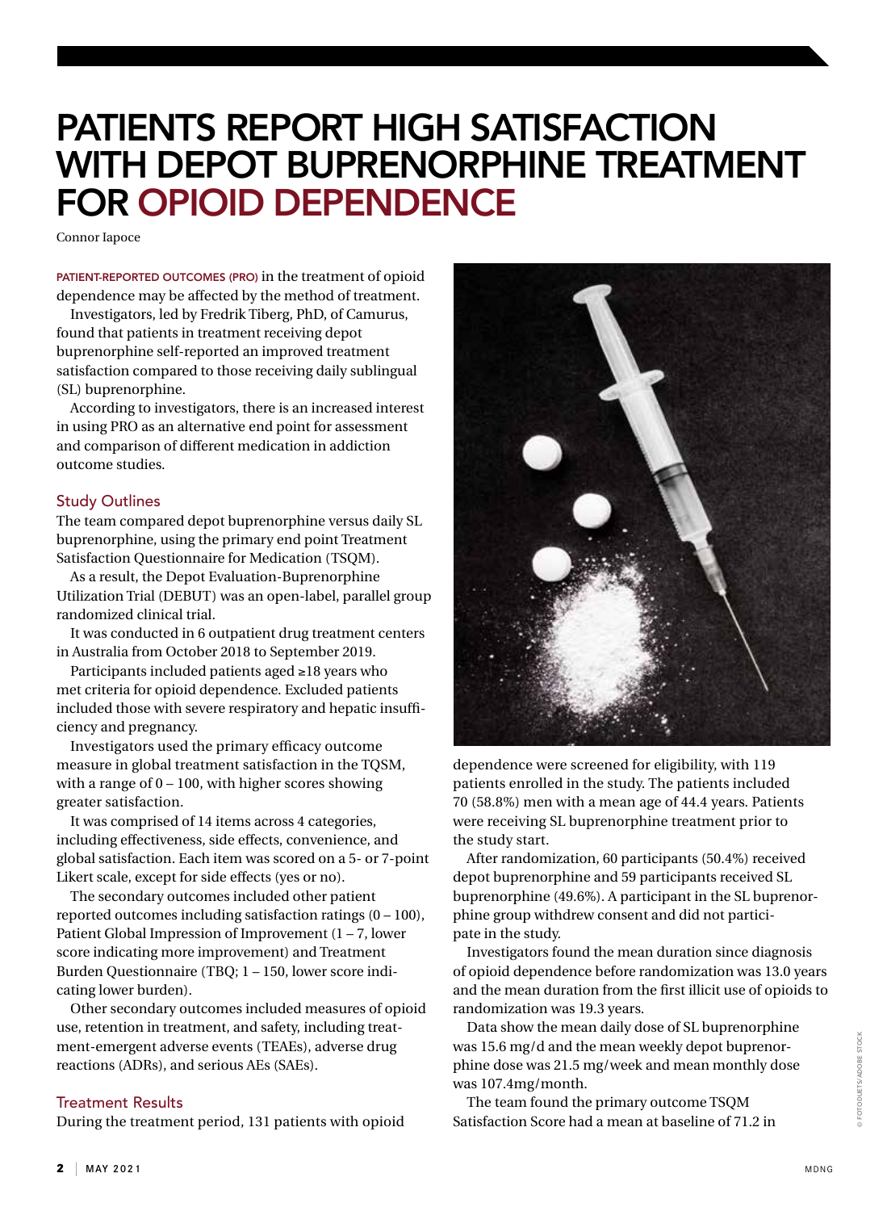# PATIENTS REPORT HIGH SATISFACTION WITH DEPOT BUPRENORPHINE TREATMENT FOR OPIOID DEPENDENCE

Connor Iapoce

PATIENT-REPORTED OUTCOMES (PRO) in the treatment of opioid dependence may be affected by the method of treatment.

Investigators, led by Fredrik Tiberg, PhD, of Camurus, found that patients in treatment receiving depot buprenorphine self-reported an improved treatment satisfaction compared to those receiving daily sublingual (SL) buprenorphine.

According to investigators, there is an increased interest in using PRO as an alternative end point for assessment and comparison of different medication in addiction outcome studies.

## Study Outlines

The team compared depot buprenorphine versus daily SL buprenorphine, using the primary end point Treatment Satisfaction Questionnaire for Medication (TSQM).

As a result, the Depot Evaluation-Buprenorphine Utilization Trial (DEBUT) was an open-label, parallel group randomized clinical trial.

It was conducted in 6 outpatient drug treatment centers in Australia from October 2018 to September 2019.

Participants included patients aged ≥18 years who met criteria for opioid dependence. Excluded patients included those with severe respiratory and hepatic insufficiency and pregnancy.

Investigators used the primary efficacy outcome measure in global treatment satisfaction in the TQSM, with a range of 0 – 100, with higher scores showing greater satisfaction.

It was comprised of 14 items across 4 categories, including effectiveness, side effects, convenience, and global satisfaction. Each item was scored on a 5- or 7-point Likert scale, except for side effects (yes or no).

The secondary outcomes included other patient reported outcomes including satisfaction ratings (0 – 100), Patient Global Impression of Improvement (1 – 7, lower score indicating more improvement) and Treatment Burden Questionnaire (TBQ; 1 – 150, lower score indicating lower burden).

Other secondary outcomes included measures of opioid use, retention in treatment, and safety, including treatment-emergent adverse events (TEAEs), adverse drug reactions (ADRs), and serious AEs (SAEs).

## Treatment Results

During the treatment period, 131 patients with opioid dependence were screened for eligibility, with 119 patients enrolled in the study. The patients included 70 (58.8%) men with a mean age of 44.4 years. Patients were receiving SL buprenorphine treatment prior to the study start.

After randomization, 60 participants (50.4%) received depot buprenorphine and 59 participants received SL buprenorphine (49.6%). A participant in the SL buprenorphine group withdrew consent and did not participate in the study.

Investigators found the mean duration since diagnosis of opioid dependence before randomization was 13.0 years and the mean duration from the first illicit use of opioids to randomization was 19.3 years.

Data show the mean daily dose of SL buprenorphine was 15.6 mg/d and the mean weekly depot buprenorphine dose was 21.5 mg/week and mean monthly dose was 107.4mg/month.

The team found the primary outcome TSQM Satisfaction Score had a mean at baseline of 71.2 in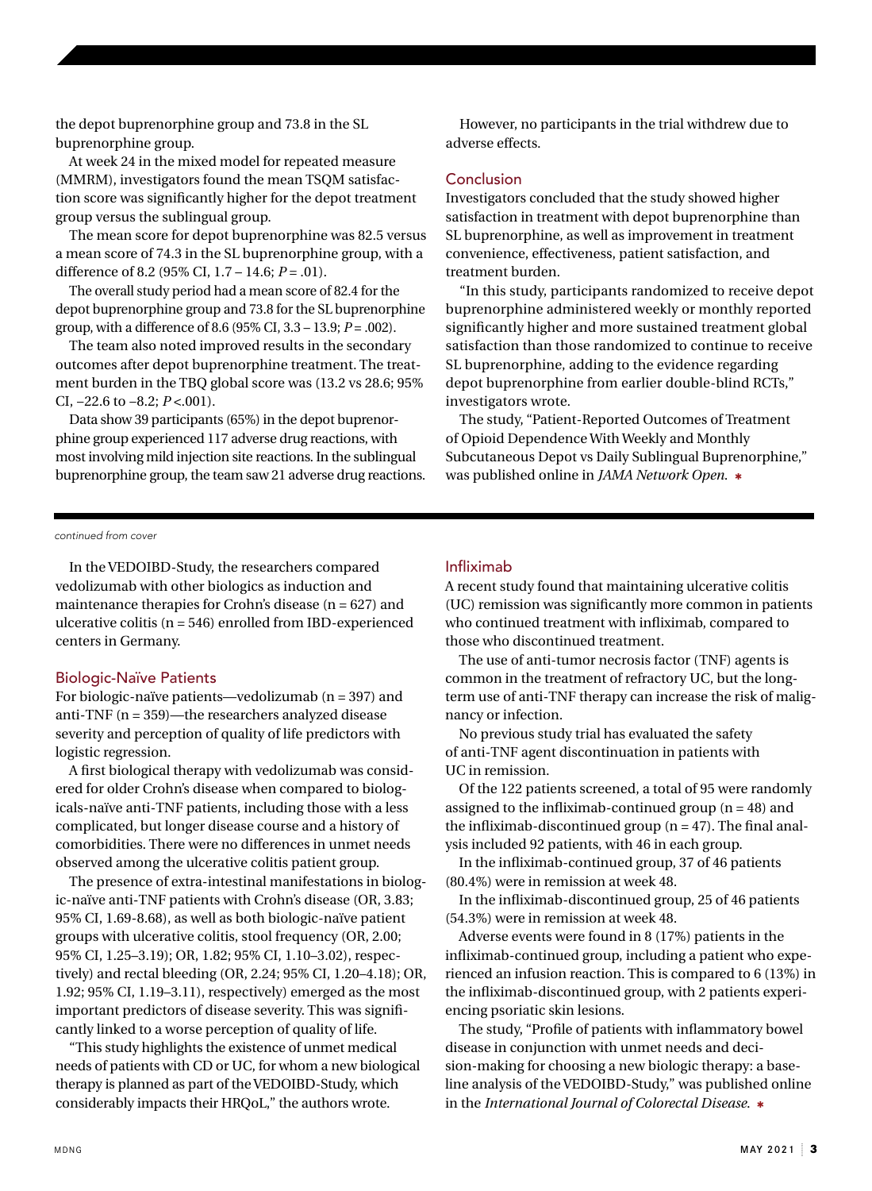the depot buprenorphine group and 73.8 in the SL buprenorphine group.

At week 24 in the mixed model for repeated measure (MMRM), investigators found the mean TSQM satisfaction score was significantly higher for the depot treatment group versus the sublingual group.

The mean score for depot buprenorphine was 82.5 versus a mean score of 74.3 in the SL buprenorphine group, with a difference of 8.2 (95% CI, 1.7 – 14.6; *P* = .01).

The overall study period had a mean score of 82.4 for the depot buprenorphine group and 73.8 for the SL buprenorphine group, with a difference of 8.6 (95% CI, 3.3 – 13.9; *P* = .002).

The team also noted improved results in the secondary outcomes after depot buprenorphine treatment. The treatment burden in the TBQ global score was (13.2 vs 28.6; 95% CI, –22.6 to –8.2; *P* <.001).

Data show 39 participants (65%) in the depot buprenorphine group experienced 117 adverse drug reactions, with most involving mild injection site reactions. In the sublingual buprenorphine group, the team saw 21 adverse drug reactions.

However, no participants in the trial withdrew due to adverse effects.

## Conclusion

Investigators concluded that the study showed higher satisfaction in treatment with depot buprenorphine than SL buprenorphine, as well as improvement in treatment convenience, effectiveness, patient satisfaction, and treatment burden.

"In this study, participants randomized to receive depot buprenorphine administered weekly or monthly reported significantly higher and more sustained treatment global satisfaction than those randomized to continue to receive SL buprenorphine, adding to the evidence regarding depot buprenorphine from earlier double-blind RCTs," investigators wrote.

The study, "Patient-Reported Outcomes of Treatment of Opioid Dependence With Weekly and Monthly Subcutaneous Depot vs Daily Sublingual Buprenorphine," was published online in *JAMA Network Open*. *

---

*continued from cover*

In the VEDOIBD-Study, the researchers compared vedolizumab with other biologics as induction and maintenance therapies for Crohn's disease (n = 627) and ulcerative colitis (n = 546) enrolled from IBD-experienced centers in Germany.

## Biologic-Naïve Patients

For biologic-naïve patients—vedolizumab (n = 397) and anti-TNF (n = 359)—the researchers analyzed disease severity and perception of quality of life predictors with logistic regression.

A first biological therapy with vedolizumab was considered for older Crohn's disease when compared to biologicals-naïve anti-TNF patients, including those with a less complicated, but longer disease course and a history of comorbidities. There were no differences in unmet needs observed among the ulcerative colitis patient group.

The presence of extra-intestinal manifestations in biologic-naïve anti-TNF patients with Crohn's disease (OR, 3.83; 95% CI, 1.69-8.68), as well as both biologic-naïve patient groups with ulcerative colitis, stool frequency (OR, 2.00; 95% CI, 1.25–3.19); OR, 1.82; 95% CI, 1.10–3.02), respectively) and rectal bleeding (OR, 2.24; 95% CI, 1.20–4.18); OR, 1.92; 95% CI, 1.19–3.11), respectively) emerged as the most important predictors of disease severity. This was significantly linked to a worse perception of quality of life.

"This study highlights the existence of unmet medical needs of patients with CD or UC, for whom a new biological therapy is planned as part of the VEDOIBD-Study, which considerably impacts their HRQoL," the authors wrote.

## Infliximab

A recent study found that maintaining ulcerative colitis (UC) remission was significantly more common in patients who continued treatment with infliximab, compared to those who discontinued treatment.

The use of anti-tumor necrosis factor (TNF) agents is common in the treatment of refractory UC, but the long-term use of anti-TNF therapy can increase the risk of malignancy or infection.

No previous study trial has evaluated the safety of anti-TNF agent discontinuation in patients with UC in remission.

Of the 122 patients screened, a total of 95 were randomly assigned to the infliximab-continued group (n = 48) and the infliximab-discontinued group (n = 47). The final analysis included 92 patients, with 46 in each group.

In the infliximab-continued group, 37 of 46 patients (80.4%) were in remission at week 48.

In the infliximab-discontinued group, 25 of 46 patients (54.3%) were in remission at week 48.

Adverse events were found in 8 (17%) patients in the infliximab-continued group, including a patient who experienced an infusion reaction. This is compared to 6 (13%) in the infliximab-discontinued group, with 2 patients experiencing psoriatic skin lesions.

The study, "Profile of patients with inflammatory bowel disease in conjunction with unmet needs and decision-making for choosing a new biologic therapy: a baseline analysis of the VEDOIBD-Study," was published online in the *International Journal of Colorectal Disease*. *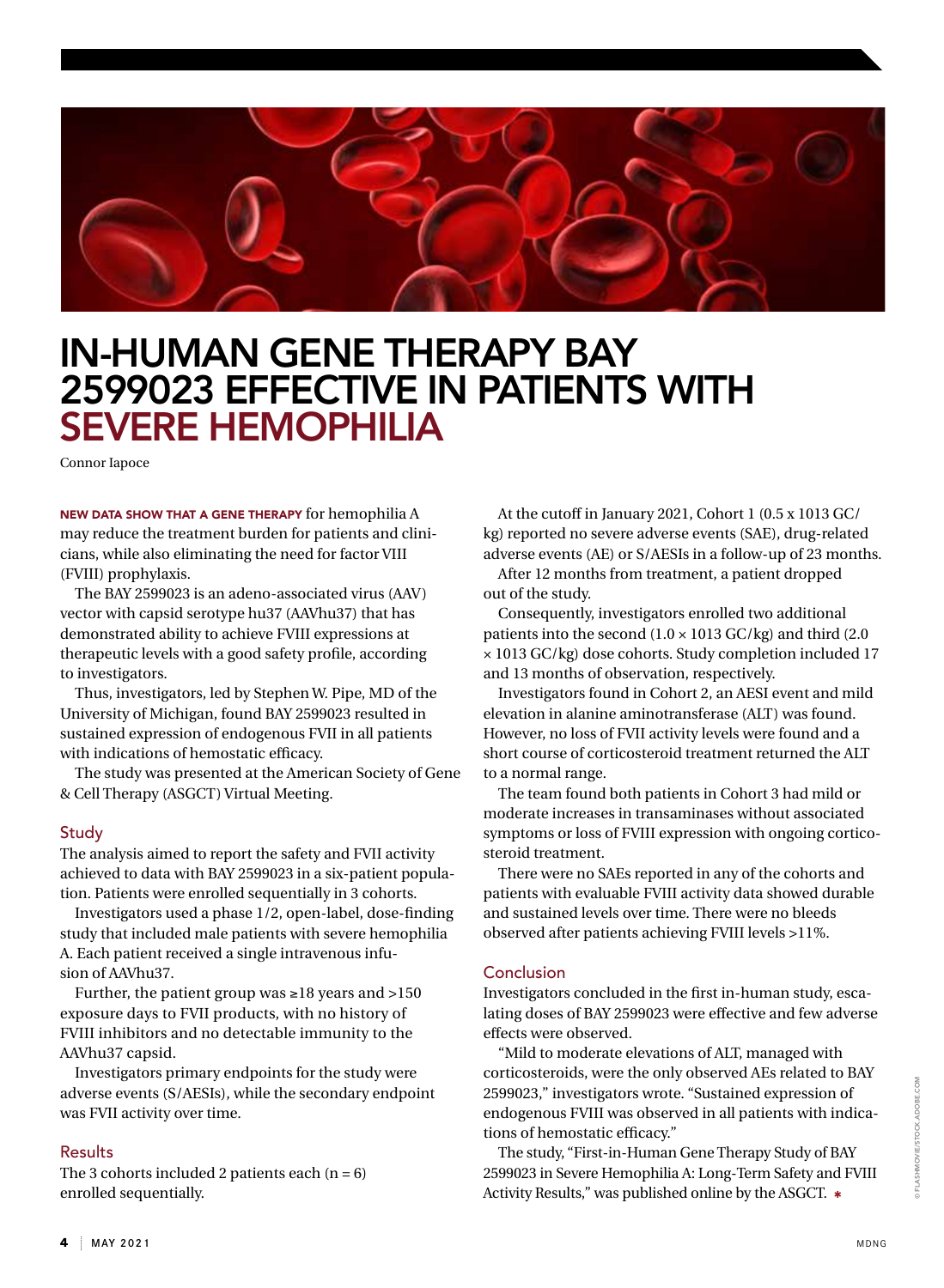# IN-HUMAN GENE THERAPY BAY 2599023 EFFECTIVE IN PATIENTS WITH SEVERE HEMOPHILIA

Connor Iapoce

**NEW DATA SHOW THAT A GENE THERAPY** for hemophilia A may reduce the treatment burden for patients and clinicians, while also eliminating the need for factor VIII (FVIII) prophylaxis.

The BAY 2599023 is an adeno-associated virus (AAV) vector with capsid serotype hu37 (AAVhu37) that has demonstrated ability to achieve FVIII expressions at therapeutic levels with a good safety profile, according to investigators.

Thus, investigators, led by Stephen W. Pipe, MD of the University of Michigan, found BAY 2599023 resulted in sustained expression of endogenous FVII in all patients with indications of hemostatic efficacy.

The study was presented at the American Society of Gene & Cell Therapy (ASGCT) Virtual Meeting.

## Study

The analysis aimed to report the safety and FVII activity achieved to data with BAY 2599023 in a six-patient population. Patients were enrolled sequentially in 3 cohorts.

Investigators used a phase 1/2, open-label, dose-finding study that included male patients with severe hemophilia A. Each patient received a single intravenous infusion of AAVhu37.

Further, the patient group was ≥18 years and >150 exposure days to FVII products, with no history of FVIII inhibitors and no detectable immunity to the AAVhu37 capsid.

Investigators primary endpoints for the study were adverse events (S/AESIs), while the secondary endpoint was FVII activity over time.

## Results

The 3 cohorts included 2 patients each (n = 6) enrolled sequentially.

At the cutoff in January 2021, Cohort 1 (0.5 x 1013 GC/kg) reported no severe adverse events (SAE), drug-related adverse events (AE) or S/AESIs in a follow-up of 23 months.

After 12 months from treatment, a patient dropped out of the study.

Consequently, investigators enrolled two additional patients into the second (1.0 × 1013 GC/kg) and third (2.0 × 1013 GC/kg) dose cohorts. Study completion included 17 and 13 months of observation, respectively.

Investigators found in Cohort 2, an AESI event and mild elevation in alanine aminotransferase (ALT) was found. However, no loss of FVII activity levels were found and a short course of corticosteroid treatment returned the ALT to a normal range.

The team found both patients in Cohort 3 had mild or moderate increases in transaminases without associated symptoms or loss of FVIII expression with ongoing corticosteroid treatment.

There were no SAEs reported in any of the cohorts and patients with evaluable FVIII activity data showed durable and sustained levels over time. There were no bleeds observed after patients achieving FVIII levels >11%.

## Conclusion

Investigators concluded in the first in-human study, escalating doses of BAY 2599023 were effective and few adverse effects were observed.

"Mild to moderate elevations of ALT, managed with corticosteroids, were the only observed AEs related to BAY 2599023," investigators wrote. "Sustained expression of endogenous FVIII was observed in all patients with indications of hemostatic efficacy."

The study, "First-in-Human Gene Therapy Study of BAY 2599023 in Severe Hemophilia A: Long-Term Safety and FVIII Activity Results," was published online by the ASGCT. *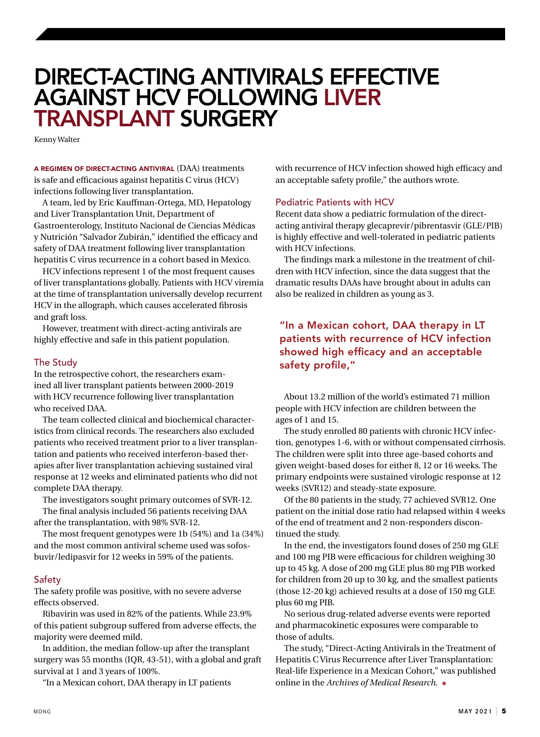# DIRECT-ACTING ANTIVIRALS EFFECTIVE AGAINST HCV FOLLOWING LIVER TRANSPLANT SURGERY

Kenny Walter

**A REGIMEN OF DIRECT-ACTING ANTIVIRAL** (DAA) treatments is safe and efficacious against hepatitis C virus (HCV) infections following liver transplantation.

A team, led by Eric Kauffman-Ortega, MD, Hepatology and Liver Transplantation Unit, Department of Gastroenterology, Instituto Nacional de Ciencias Médicas y Nutrición "Salvador Zubirán," identified the efficacy and safety of DAA treatment following liver transplantation hepatitis C virus recurrence in a cohort based in Mexico.

HCV infections represent 1 of the most frequent causes of liver transplantations globally. Patients with HCV viremia at the time of transplantation universally develop recurrent HCV in the allograph, which causes accelerated fibrosis and graft loss.

However, treatment with direct-acting antivirals are highly effective and safe in this patient population.

## The Study

In the retrospective cohort, the researchers examined all liver transplant patients between 2000-2019 with HCV recurrence following liver transplantation who received DAA.

The team collected clinical and biochemical characteristics from clinical records. The researchers also excluded patients who received treatment prior to a liver transplantation and patients who received interferon-based therapies after liver transplantation achieving sustained viral response at 12 weeks and eliminated patients who did not complete DAA therapy.

The investigators sought primary outcomes of SVR-12.

The final analysis included 56 patients receiving DAA after the transplantation, with 98% SVR-12.

The most frequent genotypes were 1b (54%) and 1a (34%) and the most common antiviral scheme used was sofosbuvir/ledipasvir for 12 weeks in 59% of the patients.

## Safety

The safety profile was positive, with no severe adverse effects observed.

Ribavirin was used in 82% of the patients. While 23.9% of this patient subgroup suffered from adverse effects, the majority were deemed mild.

In addition, the median follow-up after the transplant surgery was 55 months (IQR, 43-51), with a global and graft survival at 1 and 3 years of 100%.

"In a Mexican cohort, DAA therapy in LT patients with recurrence of HCV infection showed high efficacy and an acceptable safety profile," the authors wrote.

## Pediatric Patients with HCV

Recent data show a pediatric formulation of the direct-acting antiviral therapy glecaprevir/pibrentasvir (GLE/PIB) is highly effective and well-tolerated in pediatric patients with HCV infections.

The findings mark a milestone in the treatment of children with HCV infection, since the data suggest that the dramatic results DAAs have brought about in adults can also be realized in children as young as 3.

> "In a Mexican cohort, DAA therapy in LT patients with recurrence of HCV infection showed high efficacy and an acceptable safety profile,"

About 13.2 million of the world's estimated 71 million people with HCV infection are children between the ages of 1 and 15.

The study enrolled 80 patients with chronic HCV infection, genotypes 1-6, with or without compensated cirrhosis. The children were split into three age-based cohorts and given weight-based doses for either 8, 12 or 16 weeks. The primary endpoints were sustained virologic response at 12 weeks (SVR12) and steady-state exposure.

Of the 80 patients in the study, 77 achieved SVR12. One patient on the initial dose ratio had relapsed within 4 weeks of the end of treatment and 2 non-responders discontinued the study.

In the end, the investigators found doses of 250 mg GLE and 100 mg PIB were efficacious for children weighing 30 up to 45 kg. A dose of 200 mg GLE plus 80 mg PIB worked for children from 20 up to 30 kg, and the smallest patients (those 12-20 kg) achieved results at a dose of 150 mg GLE plus 60 mg PIB.

No serious drug-related adverse events were reported and pharmacokinetic exposures were comparable to those of adults.

The study, "Direct-Acting Antivirals in the Treatment of Hepatitis C Virus Recurrence after Liver Transplantation: Real-life Experience in a Mexican Cohort," was published online in the *Archives of Medical Research*. ∗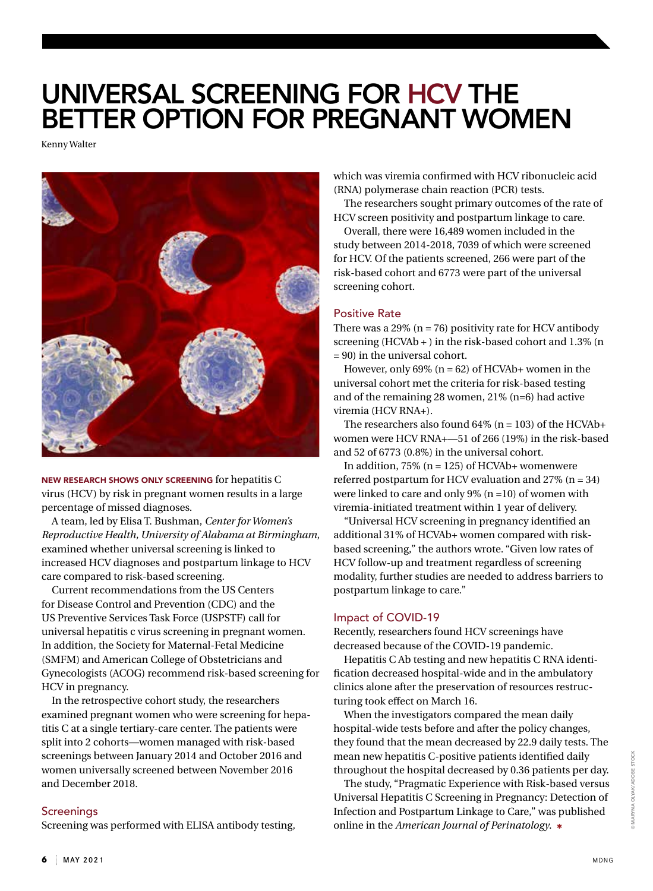# UNIVERSAL SCREENING FOR HCV THE BETTER OPTION FOR PREGNANT WOMEN

Kenny Walter

**NEW RESEARCH SHOWS ONLY SCREENING** for hepatitis C virus (HCV) by risk in pregnant women results in a large percentage of missed diagnoses.

A team, led by Elisa T. Bushman, *Center for Women's Reproductive Health, University of Alabama at Birmingham*, examined whether universal screening is linked to increased HCV diagnoses and postpartum linkage to HCV care compared to risk-based screening.

Current recommendations from the US Centers for Disease Control and Prevention (CDC) and the US Preventive Services Task Force (USPSTF) call for universal hepatitis c virus screening in pregnant women. In addition, the Society for Maternal-Fetal Medicine (SMFM) and American College of Obstetricians and Gynecologists (ACOG) recommend risk-based screening for HCV in pregnancy.

In the retrospective cohort study, the researchers examined pregnant women who were screening for hepatitis C at a single tertiary-care center. The patients were split into 2 cohorts—women managed with risk-based screenings between January 2014 and October 2016 and women universally screened between November 2016 and December 2018.

## Screenings

Screening was performed with ELISA antibody testing, which was viremia confirmed with HCV ribonucleic acid (RNA) polymerase chain reaction (PCR) tests.

The researchers sought primary outcomes of the rate of HCV screen positivity and postpartum linkage to care.

Overall, there were 16,489 women included in the study between 2014-2018, 7039 of which were screened for HCV. Of the patients screened, 266 were part of the risk-based cohort and 6773 were part of the universal screening cohort.

## Positive Rate

There was a 29% (n = 76) positivity rate for HCV antibody screening (HCVAb + ) in the risk-based cohort and 1.3% (n = 90) in the universal cohort.

However, only 69% (n = 62) of HCVAb+ women in the universal cohort met the criteria for risk-based testing and of the remaining 28 women, 21% (n=6) had active viremia (HCV RNA+).

The researchers also found 64% (n = 103) of the HCVAb+ women were HCV RNA+—51 of 266 (19%) in the risk-based and 52 of 6773 (0.8%) in the universal cohort.

In addition, 75% (n = 125) of HCVAb+ womenwere referred postpartum for HCV evaluation and 27% (n = 34) were linked to care and only 9% (n =10) of women with viremia-initiated treatment within 1 year of delivery.

"Universal HCV screening in pregnancy identified an additional 31% of HCVAb+ women compared with risk-based screening," the authors wrote. "Given low rates of HCV follow-up and treatment regardless of screening modality, further studies are needed to address barriers to postpartum linkage to care."

## Impact of COVID-19

Recently, researchers found HCV screenings have decreased because of the COVID-19 pandemic.

Hepatitis C Ab testing and new hepatitis C RNA identification decreased hospital-wide and in the ambulatory clinics alone after the preservation of resources restructuring took effect on March 16.

When the investigators compared the mean daily hospital-wide tests before and after the policy changes, they found that the mean decreased by 22.9 daily tests. The mean new hepatitis C-positive patients identified daily throughout the hospital decreased by 0.36 patients per day.

The study, "Pragmatic Experience with Risk-based versus Universal Hepatitis C Screening in Pregnancy: Detection of Infection and Postpartum Linkage to Care," was published online in the *American Journal of Perinatology*. *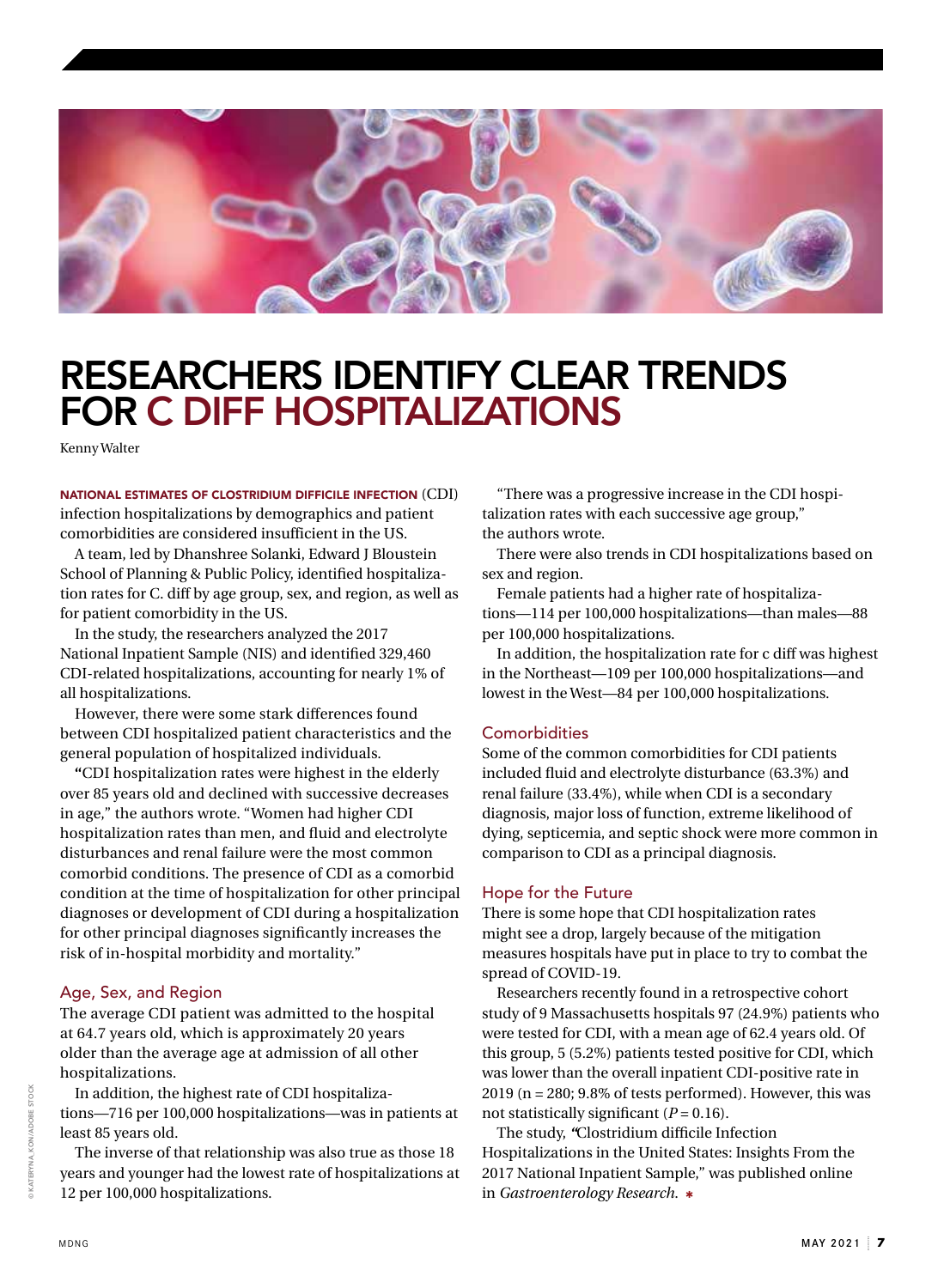# RESEARCHERS IDENTIFY CLEAR TRENDS FOR C DIFF HOSPITALIZATIONS

Kenny Walter

**NATIONAL ESTIMATES OF CLOSTRIDIUM DIFFICILE INFECTION** (CDI) infection hospitalizations by demographics and patient comorbidities are considered insufficient in the US.

A team, led by Dhanshree Solanki, Edward J Bloustein School of Planning & Public Policy, identified hospitalization rates for C. diff by age group, sex, and region, as well as for patient comorbidity in the US.

In the study, the researchers analyzed the 2017 National Inpatient Sample (NIS) and identified 329,460 CDI-related hospitalizations, accounting for nearly 1% of all hospitalizations.

However, there were some stark differences found between CDI hospitalized patient characteristics and the general population of hospitalized individuals.

"CDI hospitalization rates were highest in the elderly over 85 years old and declined with successive decreases in age," the authors wrote. "Women had higher CDI hospitalization rates than men, and fluid and electrolyte disturbances and renal failure were the most common comorbid conditions. The presence of CDI as a comorbid condition at the time of hospitalization for other principal diagnoses or development of CDI during a hospitalization for other principal diagnoses significantly increases the risk of in-hospital morbidity and mortality."

## Age, Sex, and Region

The average CDI patient was admitted to the hospital at 64.7 years old, which is approximately 20 years older than the average age at admission of all other hospitalizations.

In addition, the highest rate of CDI hospitalizations—716 per 100,000 hospitalizations—was in patients at least 85 years old.

The inverse of that relationship was also true as those 18 years and younger had the lowest rate of hospitalizations at 12 per 100,000 hospitalizations.

"There was a progressive increase in the CDI hospitalization rates with each successive age group," the authors wrote.

There were also trends in CDI hospitalizations based on sex and region.

Female patients had a higher rate of hospitalizations—114 per 100,000 hospitalizations—than males—88 per 100,000 hospitalizations.

In addition, the hospitalization rate for c diff was highest in the Northeast—109 per 100,000 hospitalizations—and lowest in the West—84 per 100,000 hospitalizations.

## Comorbidities

Some of the common comorbidities for CDI patients included fluid and electrolyte disturbance (63.3%) and renal failure (33.4%), while when CDI is a secondary diagnosis, major loss of function, extreme likelihood of dying, septicemia, and septic shock were more common in comparison to CDI as a principal diagnosis.

## Hope for the Future

There is some hope that CDI hospitalization rates might see a drop, largely because of the mitigation measures hospitals have put in place to try to combat the spread of COVID-19.

Researchers recently found in a retrospective cohort study of 9 Massachusetts hospitals 97 (24.9%) patients who were tested for CDI, with a mean age of 62.4 years old. Of this group, 5 (5.2%) patients tested positive for CDI, which was lower than the overall inpatient CDI-positive rate in 2019 (n = 280; 9.8% of tests performed). However, this was not statistically significant ($P = 0.16$).

The study, "Clostridium difficile Infection Hospitalizations in the United States: Insights From the 2017 National Inpatient Sample," was published online in *Gastroenterology Research*.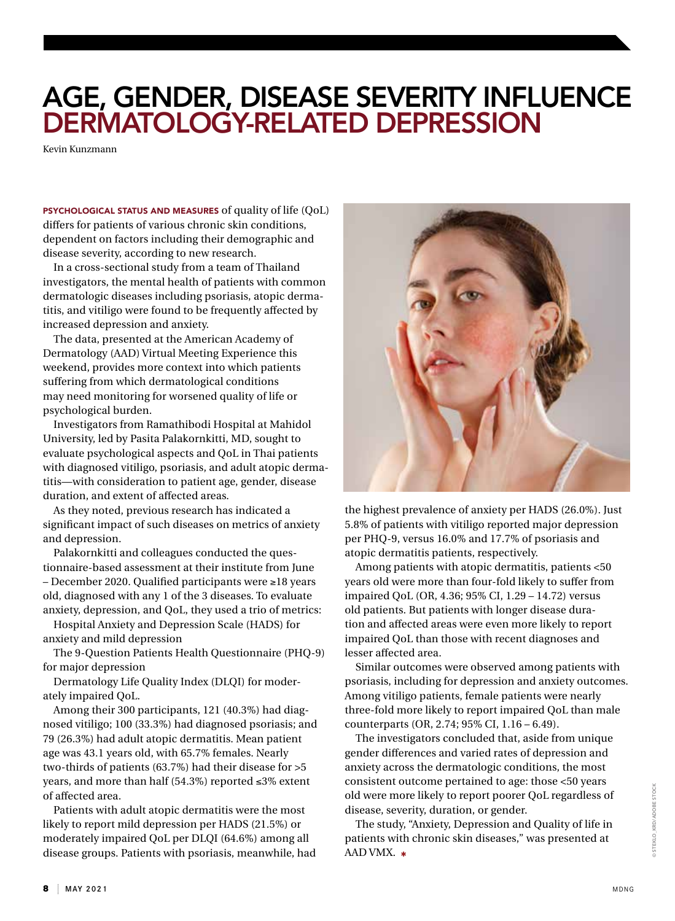# AGE, GENDER, DISEASE SEVERITY INFLUENCE DERMATOLOGY-RELATED DEPRESSION

Kevin Kunzmann

**PSYCHOLOGICAL STATUS AND MEASURES** of quality of life (QoL) differs for patients of various chronic skin conditions, dependent on factors including their demographic and disease severity, according to new research.

In a cross-sectional study from a team of Thailand investigators, the mental health of patients with common dermatologic diseases including psoriasis, atopic dermatitis, and vitiligo were found to be frequently affected by increased depression and anxiety.

The data, presented at the American Academy of Dermatology (AAD) Virtual Meeting Experience this weekend, provides more context into which patients suffering from which dermatological conditions may need monitoring for worsened quality of life or psychological burden.

Investigators from Ramathibodi Hospital at Mahidol University, led by Pasita Palakornkitti, MD, sought to evaluate psychological aspects and QoL in Thai patients with diagnosed vitiligo, psoriasis, and adult atopic dermatitis—with consideration to patient age, gender, disease duration, and extent of affected areas.

As they noted, previous research has indicated a significant impact of such diseases on metrics of anxiety and depression.

Palakornkitti and colleagues conducted the questionnaire-based assessment at their institute from June – December 2020. Qualified participants were ≥18 years old, diagnosed with any 1 of the 3 diseases. To evaluate anxiety, depression, and QoL, they used a trio of metrics:

Hospital Anxiety and Depression Scale (HADS) for anxiety and mild depression

The 9-Question Patients Health Questionnaire (PHQ-9) for major depression

Dermatology Life Quality Index (DLQI) for moderately impaired QoL.

Among their 300 participants, 121 (40.3%) had diagnosed vitiligo; 100 (33.3%) had diagnosed psoriasis; and 79 (26.3%) had adult atopic dermatitis. Mean patient age was 43.1 years old, with 65.7% females. Nearly two-thirds of patients (63.7%) had their disease for >5 years, and more than half (54.3%) reported ≤3% extent of affected area.

Patients with adult atopic dermatitis were the most likely to report mild depression per HADS (21.5%) or moderately impaired QoL per DLQI (64.6%) among all disease groups. Patients with psoriasis, meanwhile, had the highest prevalence of anxiety per HADS (26.0%). Just 5.8% of patients with vitiligo reported major depression per PHQ-9, versus 16.0% and 17.7% of psoriasis and atopic dermatitis patients, respectively.

Among patients with atopic dermatitis, patients <50 years old were more than four-fold likely to suffer from impaired QoL (OR, 4.36; 95% CI, 1.29 – 14.72) versus old patients. But patients with longer disease duration and affected areas were even more likely to report impaired QoL than those with recent diagnoses and lesser affected area.

Similar outcomes were observed among patients with psoriasis, including for depression and anxiety outcomes. Among vitiligo patients, female patients were nearly three-fold more likely to report impaired QoL than male counterparts (OR, 2.74; 95% CI, 1.16 – 6.49).

The investigators concluded that, aside from unique gender differences and varied rates of depression and anxiety across the dermatologic conditions, the most consistent outcome pertained to age: those <50 years old were more likely to report poorer QoL regardless of disease, severity, duration, or gender.

The study, "Anxiety, Depression and Quality of life in patients with chronic skin diseases," was presented at AAD VMX. *

© STEKLO_KRD/ADOBE STOCK